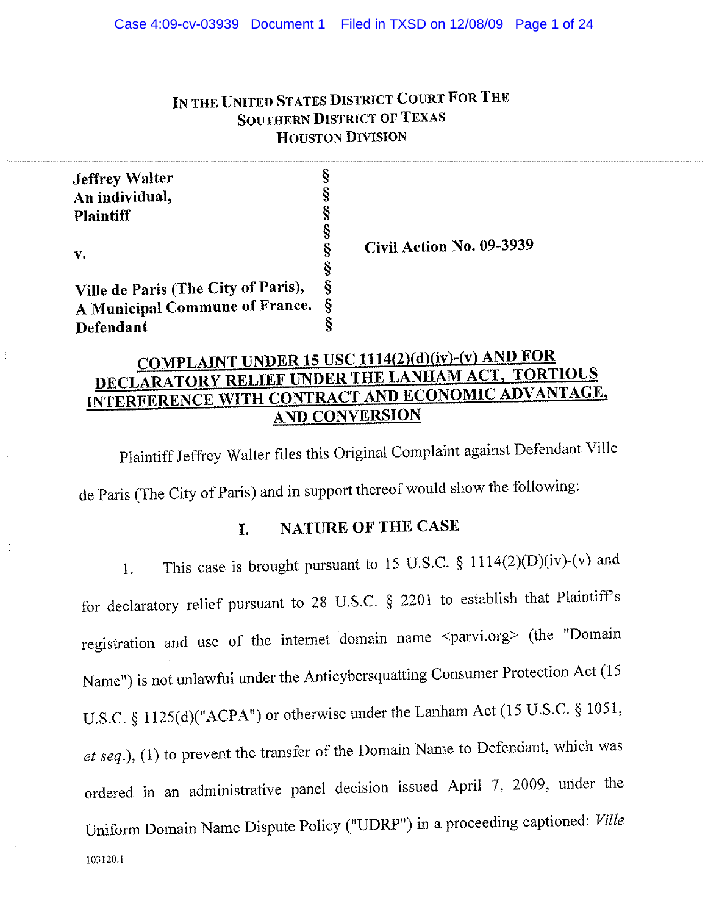IN THE UNITED STATES DISTRICT COURT FOR THE
SOUTHERN DISTRICT OF TEXAS
HOUSTON DIVISION

| | | |
|---|---|---|
| **Jeffrey Walter**<br>**An individual,**<br>**Plaintiff** | § § § § | |
| **v.** | § § | **Civil Action No. 09-3939** |
| **Ville de Paris (The City of Paris),**<br>**A Municipal Commune of France,**<br>**Defendant** | § § § | |

**COMPLAINT UNDER 15 USC 1114(2)(d)(iv)-(v) AND FOR DECLARATORY RELIEF UNDER THE LANHAM ACT, TORTIOUS INTERFERENCE WITH CONTRACT AND ECONOMIC ADVANTAGE, AND CONVERSION**

Plaintiff Jeffrey Walter files this Original Complaint against Defendant Ville de Paris (The City of Paris) and in support thereof would show the following:

## I. NATURE OF THE CASE

1. This case is brought pursuant to 15 U.S.C. § 1114(2)(D)(iv)-(v) and for declaratory relief pursuant to 28 U.S.C. § 2201 to establish that Plaintiff's registration and use of the internet domain name <parvi.org> (the "Domain Name") is not unlawful under the Anticybersquatting Consumer Protection Act (15 U.S.C. § 1125(d)("ACPA") or otherwise under the Lanham Act (15 U.S.C. § 1051, *et seq.*), (1) to prevent the transfer of the Domain Name to Defendant, which was ordered in an administrative panel decision issued April 7, 2009, under the Uniform Domain Name Dispute Policy ("UDRP") in a proceeding captioned: *Ville*

103120.1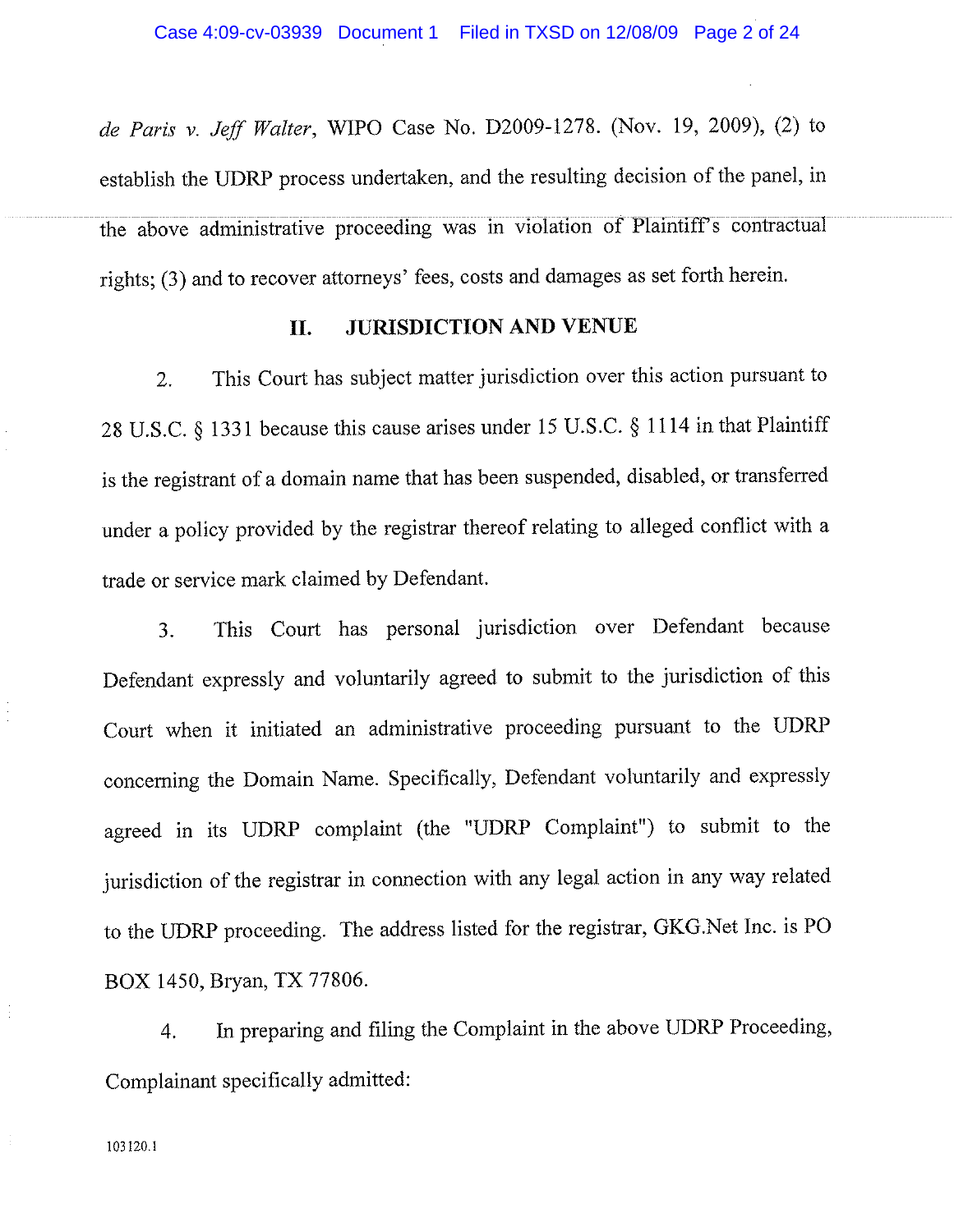*de Paris v. Jeff Walter*, WIPO Case No. D2009-1278. (Nov. 19, 2009), (2) to establish the UDRP process undertaken, and the resulting decision of the panel, in the above administrative proceeding was in violation of Plaintiff's contractual rights; (3) and to recover attorneys' fees, costs and damages as set forth herein.

## II. JURISDICTION AND VENUE

2. This Court has subject matter jurisdiction over this action pursuant to 28 U.S.C. § 1331 because this cause arises under 15 U.S.C. § 1114 in that Plaintiff is the registrant of a domain name that has been suspended, disabled, or transferred under a policy provided by the registrar thereof relating to alleged conflict with a trade or service mark claimed by Defendant.

3. This Court has personal jurisdiction over Defendant because Defendant expressly and voluntarily agreed to submit to the jurisdiction of this Court when it initiated an administrative proceeding pursuant to the UDRP concerning the Domain Name. Specifically, Defendant voluntarily and expressly agreed in its UDRP complaint (the "UDRP Complaint") to submit to the jurisdiction of the registrar in connection with any legal action in any way related to the UDRP proceeding. The address listed for the registrar, GKG.Net Inc. is PO BOX 1450, Bryan, TX 77806.

4. In preparing and filing the Complaint in the above UDRP Proceeding, Complainant specifically admitted:

103120.1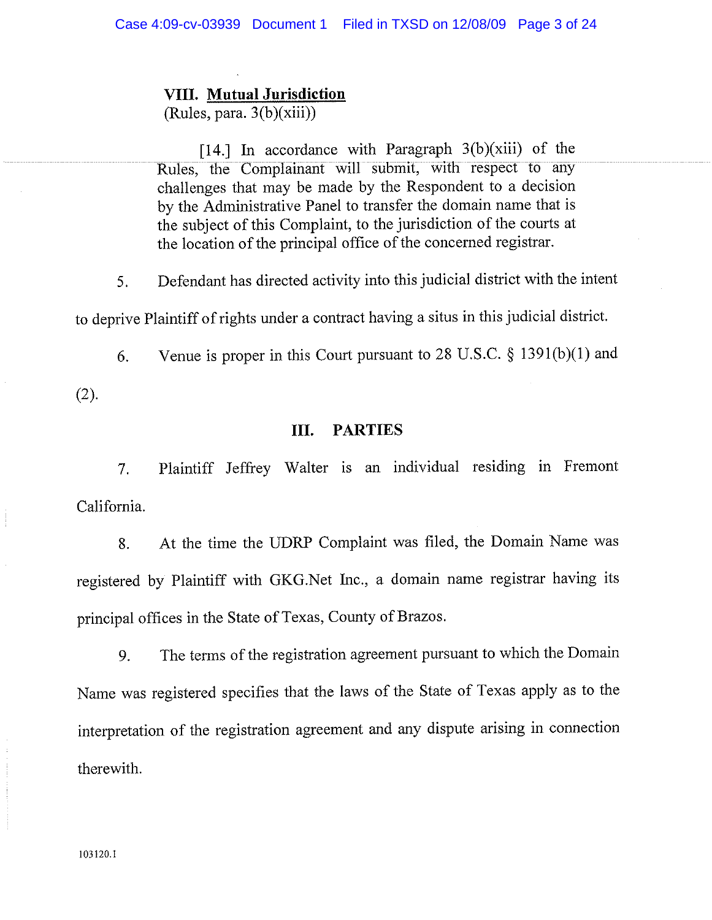**VIII. <u>Mutual Jurisdiction</u>**
(Rules, para. 3(b)(xiii))

> [14.] In accordance with Paragraph 3(b)(xiii) of the Rules, the Complainant will submit, with respect to any challenges that may be made by the Respondent to a decision by the Administrative Panel to transfer the domain name that is the subject of this Complaint, to the jurisdiction of the courts at the location of the principal office of the concerned registrar.

5. Defendant has directed activity into this judicial district with the intent to deprive Plaintiff of rights under a contract having a situs in this judicial district.

6. Venue is proper in this Court pursuant to 28 U.S.C. § 1391(b)(1) and (2).

## III. PARTIES

7. Plaintiff Jeffrey Walter is an individual residing in Fremont California.

8. At the time the UDRP Complaint was filed, the Domain Name was registered by Plaintiff with GKG.Net Inc., a domain name registrar having its principal offices in the State of Texas, County of Brazos.

9. The terms of the registration agreement pursuant to which the Domain Name was registered specifies that the laws of the State of Texas apply as to the interpretation of the registration agreement and any dispute arising in connection therewith.

103120.1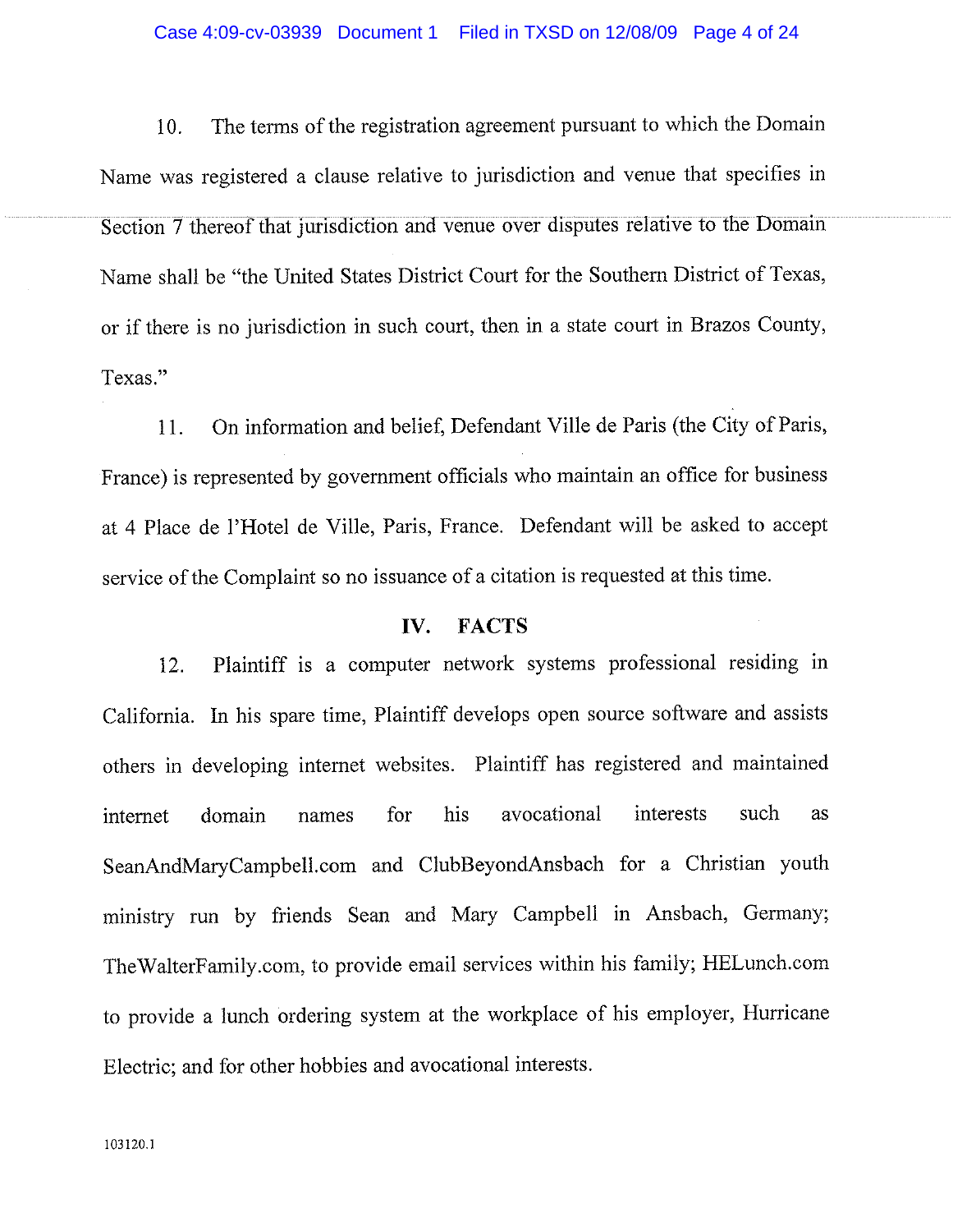10. The terms of the registration agreement pursuant to which the Domain Name was registered a clause relative to jurisdiction and venue that specifies in Section 7 thereof that jurisdiction and venue over disputes relative to the Domain Name shall be "the United States District Court for the Southern District of Texas, or if there is no jurisdiction in such court, then in a state court in Brazos County, Texas."

11. On information and belief, Defendant Ville de Paris (the City of Paris, France) is represented by government officials who maintain an office for business at 4 Place de l'Hotel de Ville, Paris, France. Defendant will be asked to accept service of the Complaint so no issuance of a citation is requested at this time.

## IV. FACTS

12. Plaintiff is a computer network systems professional residing in California. In his spare time, Plaintiff develops open source software and assists others in developing internet websites. Plaintiff has registered and maintained internet domain names for his avocational interests such as SeanAndMaryCampbell.com and ClubBeyondAnsbach for a Christian youth ministry run by friends Sean and Mary Campbell in Ansbach, Germany; TheWalterFamily.com, to provide email services within his family; HELunch.com to provide a lunch ordering system at the workplace of his employer, Hurricane Electric; and for other hobbies and avocational interests.

103120.1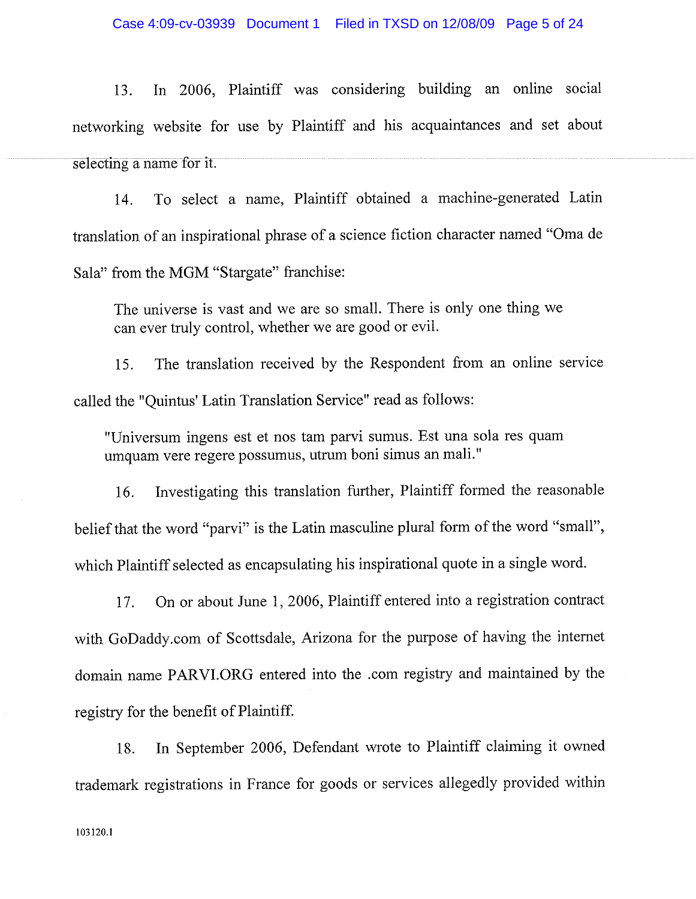13. In 2006, Plaintiff was considering building an online social networking website for use by Plaintiff and his acquaintances and set about selecting a name for it.

14. To select a name, Plaintiff obtained a machine-generated Latin translation of an inspirational phrase of a science fiction character named "Oma de Sala" from the MGM "Stargate" franchise:

> The universe is vast and we are so small. There is only one thing we can ever truly control, whether we are good or evil.

15. The translation received by the Respondent from an online service called the "Quintus' Latin Translation Service" read as follows:

> "Universum ingens est et nos tam parvi sumus. Est una sola res quam umquam vere regere possumus, utrum boni simus an mali."

16. Investigating this translation further, Plaintiff formed the reasonable belief that the word "parvi" is the Latin masculine plural form of the word "small", which Plaintiff selected as encapsulating his inspirational quote in a single word.

17. On or about June 1, 2006, Plaintiff entered into a registration contract with GoDaddy.com of Scottsdale, Arizona for the purpose of having the internet domain name PARVI.ORG entered into the .com registry and maintained by the registry for the benefit of Plaintiff.

18. In September 2006, Defendant wrote to Plaintiff claiming it owned trademark registrations in France for goods or services allegedly provided within

103120.1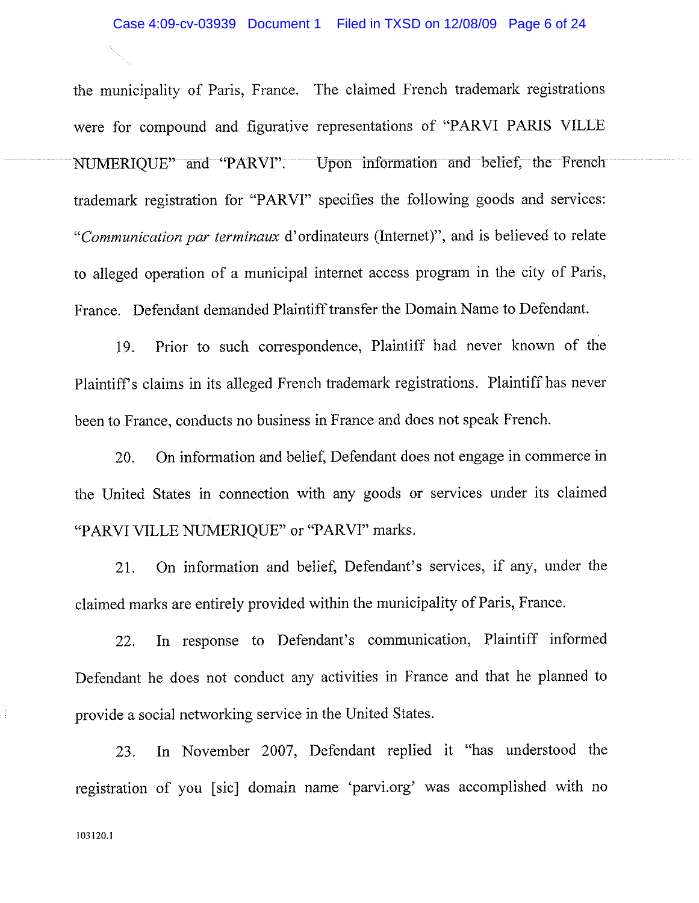the municipality of Paris, France. The claimed French trademark registrations were for compound and figurative representations of "PARVI PARIS VILLE NUMERIQUE" and "PARVI". Upon information and belief, the French trademark registration for "PARVI" specifies the following goods and services: "*Communication par terminaux* d'ordinateurs (Internet)", and is believed to relate to alleged operation of a municipal internet access program in the city of Paris, France. Defendant demanded Plaintiff transfer the Domain Name to Defendant.

19. Prior to such correspondence, Plaintiff had never known of the Plaintiff's claims in its alleged French trademark registrations. Plaintiff has never been to France, conducts no business in France and does not speak French.

20. On information and belief, Defendant does not engage in commerce in the United States in connection with any goods or services under its claimed "PARVI VILLE NUMERIQUE" or "PARVI" marks.

21. On information and belief, Defendant's services, if any, under the claimed marks are entirely provided within the municipality of Paris, France.

22. In response to Defendant's communication, Plaintiff informed Defendant he does not conduct any activities in France and that he planned to provide a social networking service in the United States.

23. In November 2007, Defendant replied it "has understood the registration of you [sic] domain name 'parvi.org' was accomplished with no

103120.1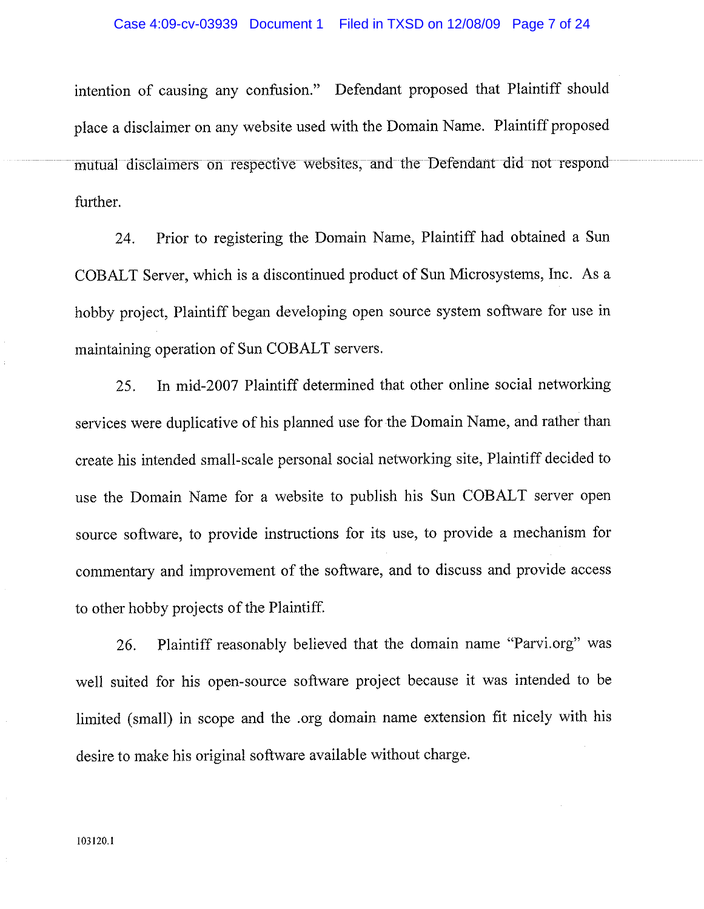intention of causing any confusion." Defendant proposed that Plaintiff should place a disclaimer on any website used with the Domain Name. Plaintiff proposed mutual disclaimers on respective websites, and the Defendant did not respond further.

24. Prior to registering the Domain Name, Plaintiff had obtained a Sun COBALT Server, which is a discontinued product of Sun Microsystems, Inc. As a hobby project, Plaintiff began developing open source system software for use in maintaining operation of Sun COBALT servers.

25. In mid-2007 Plaintiff determined that other online social networking services were duplicative of his planned use for the Domain Name, and rather than create his intended small-scale personal social networking site, Plaintiff decided to use the Domain Name for a website to publish his Sun COBALT server open source software, to provide instructions for its use, to provide a mechanism for commentary and improvement of the software, and to discuss and provide access to other hobby projects of the Plaintiff.

26. Plaintiff reasonably believed that the domain name "Parvi.org" was well suited for his open-source software project because it was intended to be limited (small) in scope and the .org domain name extension fit nicely with his desire to make his original software available without charge.

103120.1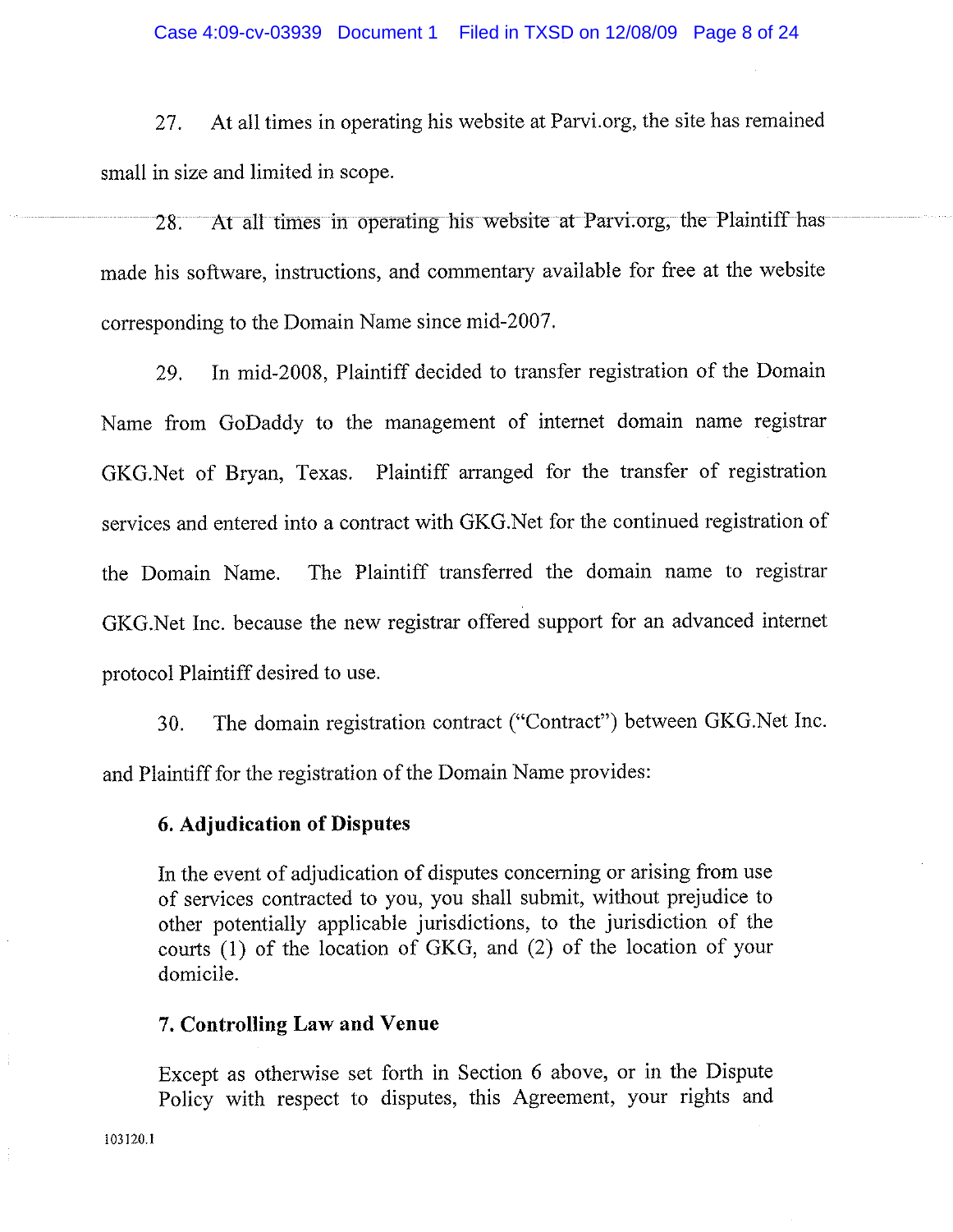27. At all times in operating his website at Parvi.org, the site has remained small in size and limited in scope.

28. At all times in operating his website at Parvi.org, the Plaintiff has made his software, instructions, and commentary available for free at the website corresponding to the Domain Name since mid-2007.

29. In mid-2008, Plaintiff decided to transfer registration of the Domain Name from GoDaddy to the management of internet domain name registrar GKG.Net of Bryan, Texas. Plaintiff arranged for the transfer of registration services and entered into a contract with GKG.Net for the continued registration of the Domain Name. The Plaintiff transferred the domain name to registrar GKG.Net Inc. because the new registrar offered support for an advanced internet protocol Plaintiff desired to use.

30. The domain registration contract ("Contract") between GKG.Net Inc. and Plaintiff for the registration of the Domain Name provides:

> **6. Adjudication of Disputes**
>
> In the event of adjudication of disputes concerning or arising from use of services contracted to you, you shall submit, without prejudice to other potentially applicable jurisdictions, to the jurisdiction of the courts (1) of the location of GKG, and (2) of the location of your domicile.
>
> **7. Controlling Law and Venue**
>
> Except as otherwise set forth in Section 6 above, or in the Dispute Policy with respect to disputes, this Agreement, your rights and

103120.1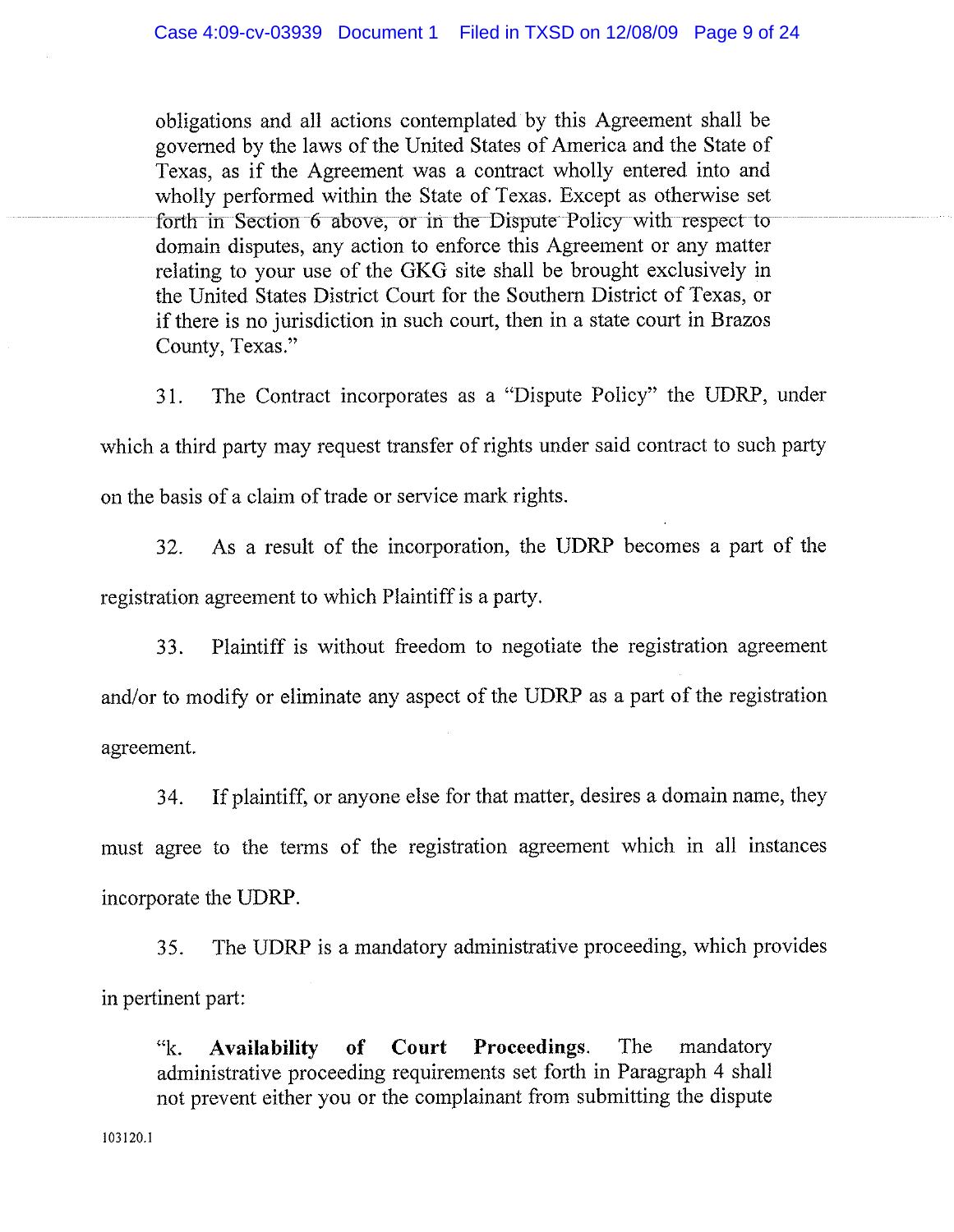> obligations and all actions contemplated by this Agreement shall be governed by the laws of the United States of America and the State of Texas, as if the Agreement was a contract wholly entered into and wholly performed within the State of Texas. Except as otherwise set forth in Section 6 above, or in the Dispute Policy with respect to domain disputes, any action to enforce this Agreement or any matter relating to your use of the GKG site shall be brought exclusively in the United States District Court for the Southern District of Texas, or if there is no jurisdiction in such court, then in a state court in Brazos County, Texas."

31. The Contract incorporates as a "Dispute Policy" the UDRP, under which a third party may request transfer of rights under said contract to such party on the basis of a claim of trade or service mark rights.

32. As a result of the incorporation, the UDRP becomes a part of the registration agreement to which Plaintiff is a party.

33. Plaintiff is without freedom to negotiate the registration agreement and/or to modify or eliminate any aspect of the UDRP as a part of the registration agreement.

34. If plaintiff, or anyone else for that matter, desires a domain name, they must agree to the terms of the registration agreement which in all instances incorporate the UDRP.

35. The UDRP is a mandatory administrative proceeding, which provides in pertinent part:

> "k. **Availability of Court Proceedings**. The mandatory administrative proceeding requirements set forth in Paragraph 4 shall not prevent either you or the complainant from submitting the dispute

103120.1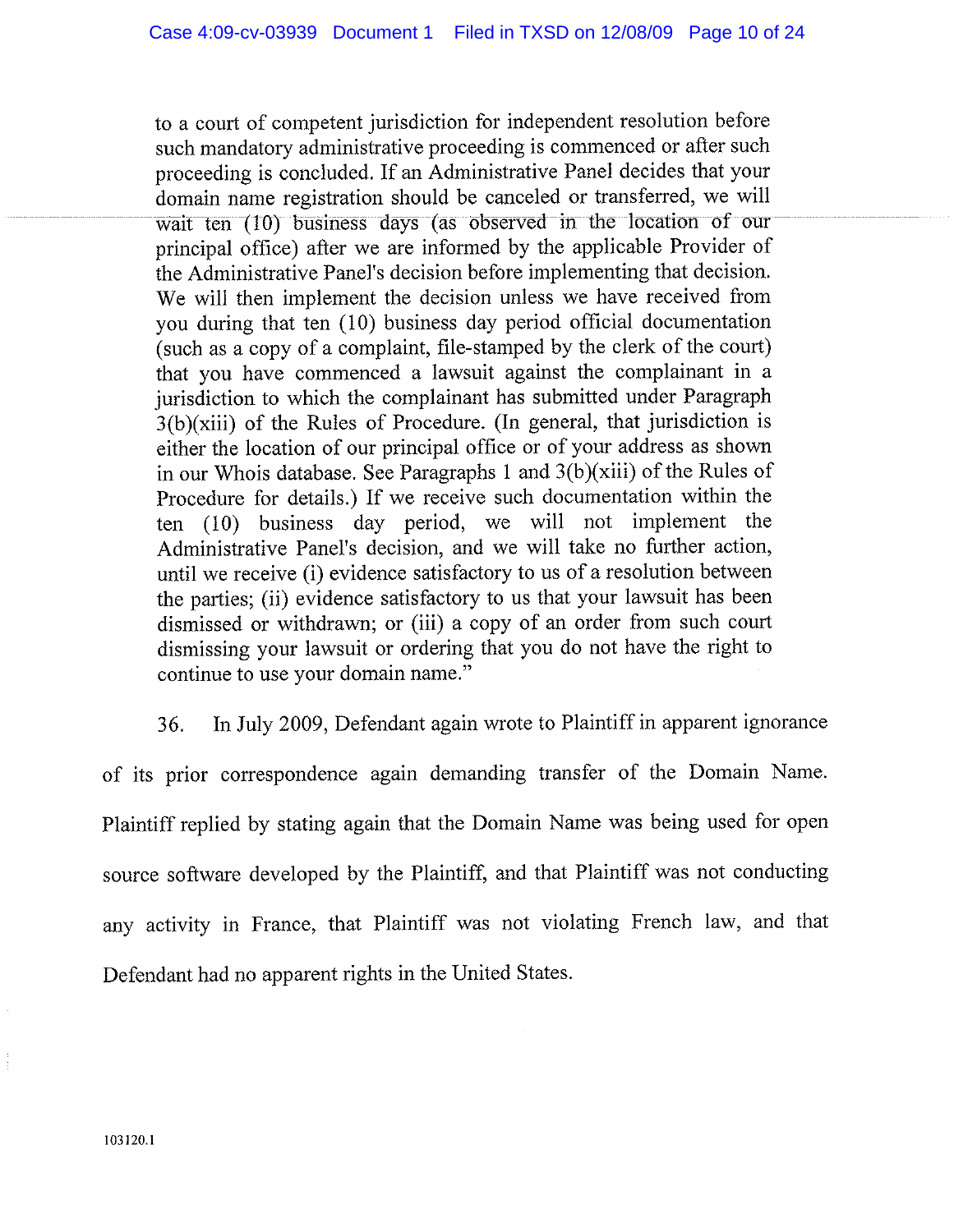> to a court of competent jurisdiction for independent resolution before such mandatory administrative proceeding is commenced or after such proceeding is concluded. If an Administrative Panel decides that your domain name registration should be canceled or transferred, we will wait ten (10) business days (as observed in the location of our principal office) after we are informed by the applicable Provider of the Administrative Panel's decision before implementing that decision. We will then implement the decision unless we have received from you during that ten (10) business day period official documentation (such as a copy of a complaint, file-stamped by the clerk of the court) that you have commenced a lawsuit against the complainant in a jurisdiction to which the complainant has submitted under Paragraph 3(b)(xiii) of the Rules of Procedure. (In general, that jurisdiction is either the location of our principal office or of your address as shown in our Whois database. See Paragraphs 1 and 3(b)(xiii) of the Rules of Procedure for details.) If we receive such documentation within the ten (10) business day period, we will not implement the Administrative Panel's decision, and we will take no further action, until we receive (i) evidence satisfactory to us of a resolution between the parties; (ii) evidence satisfactory to us that your lawsuit has been dismissed or withdrawn; or (iii) a copy of an order from such court dismissing your lawsuit or ordering that you do not have the right to continue to use your domain name."

36. In July 2009, Defendant again wrote to Plaintiff in apparent ignorance of its prior correspondence again demanding transfer of the Domain Name. Plaintiff replied by stating again that the Domain Name was being used for open source software developed by the Plaintiff, and that Plaintiff was not conducting any activity in France, that Plaintiff was not violating French law, and that Defendant had no apparent rights in the United States.

103120.1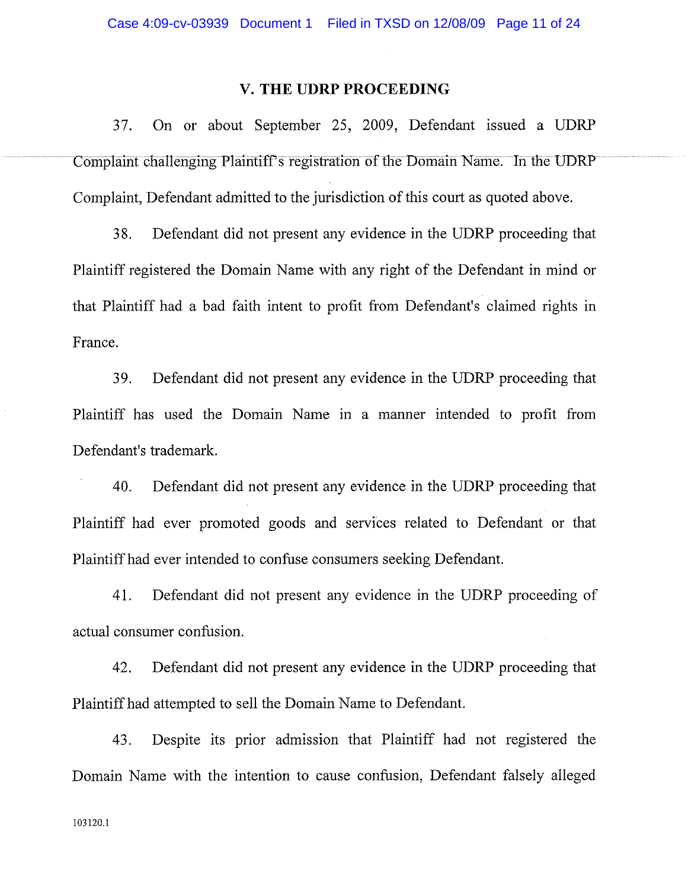## V. THE UDRP PROCEEDING

37. On or about September 25, 2009, Defendant issued a UDRP Complaint challenging Plaintiff's registration of the Domain Name. In the UDRP Complaint, Defendant admitted to the jurisdiction of this court as quoted above.

38. Defendant did not present any evidence in the UDRP proceeding that Plaintiff registered the Domain Name with any right of the Defendant in mind or that Plaintiff had a bad faith intent to profit from Defendant's claimed rights in France.

39. Defendant did not present any evidence in the UDRP proceeding that Plaintiff has used the Domain Name in a manner intended to profit from Defendant's trademark.

40. Defendant did not present any evidence in the UDRP proceeding that Plaintiff had ever promoted goods and services related to Defendant or that Plaintiff had ever intended to confuse consumers seeking Defendant.

41. Defendant did not present any evidence in the UDRP proceeding of actual consumer confusion.

42. Defendant did not present any evidence in the UDRP proceeding that Plaintiff had attempted to sell the Domain Name to Defendant.

43. Despite its prior admission that Plaintiff had not registered the Domain Name with the intention to cause confusion, Defendant falsely alleged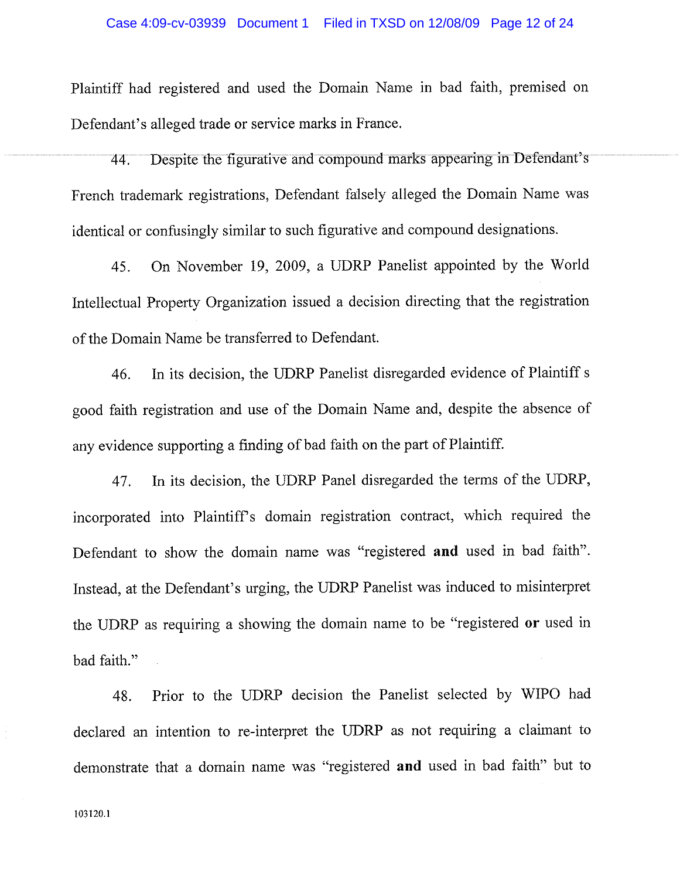Plaintiff had registered and used the Domain Name in bad faith, premised on Defendant's alleged trade or service marks in France.

44. Despite the figurative and compound marks appearing in Defendant's French trademark registrations, Defendant falsely alleged the Domain Name was identical or confusingly similar to such figurative and compound designations.

45. On November 19, 2009, a UDRP Panelist appointed by the World Intellectual Property Organization issued a decision directing that the registration of the Domain Name be transferred to Defendant.

46. In its decision, the UDRP Panelist disregarded evidence of Plaintiff s good faith registration and use of the Domain Name and, despite the absence of any evidence supporting a finding of bad faith on the part of Plaintiff.

47. In its decision, the UDRP Panel disregarded the terms of the UDRP, incorporated into Plaintiff's domain registration contract, which required the Defendant to show the domain name was "registered **and** used in bad faith". Instead, at the Defendant's urging, the UDRP Panelist was induced to misinterpret the UDRP as requiring a showing the domain name to be "registered **or** used in bad faith."

48. Prior to the UDRP decision the Panelist selected by WIPO had declared an intention to re-interpret the UDRP as not requiring a claimant to demonstrate that a domain name was "registered **and** used in bad faith" but to

103120.1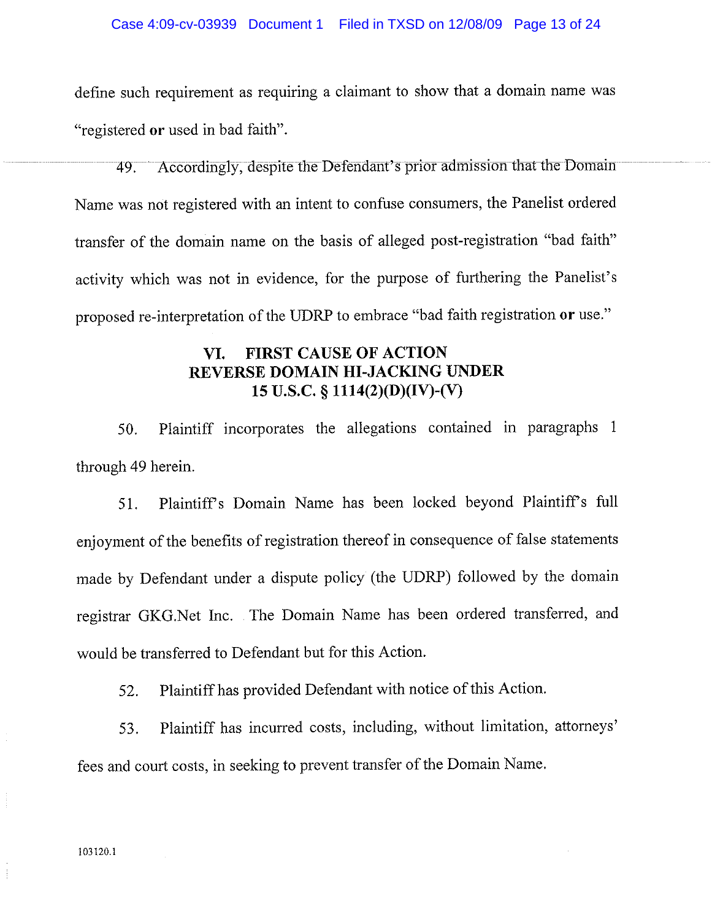define such requirement as requiring a claimant to show that a domain name was "registered **or** used in bad faith".

49. Accordingly, despite the Defendant's prior admission that the Domain Name was not registered with an intent to confuse consumers, the Panelist ordered transfer of the domain name on the basis of alleged post-registration "bad faith" activity which was not in evidence, for the purpose of furthering the Panelist's proposed re-interpretation of the UDRP to embrace "bad faith registration **or** use."

## VI. FIRST CAUSE OF ACTION
## REVERSE DOMAIN HI-JACKING UNDER
## 15 U.S.C. § 1114(2)(D)(IV)-(V)

50. Plaintiff incorporates the allegations contained in paragraphs 1 through 49 herein.

51. Plaintiff's Domain Name has been locked beyond Plaintiff's full enjoyment of the benefits of registration thereof in consequence of false statements made by Defendant under a dispute policy (the UDRP) followed by the domain registrar GKG.Net Inc. The Domain Name has been ordered transferred, and would be transferred to Defendant but for this Action.

52. Plaintiff has provided Defendant with notice of this Action.

53. Plaintiff has incurred costs, including, without limitation, attorneys' fees and court costs, in seeking to prevent transfer of the Domain Name.

103120.1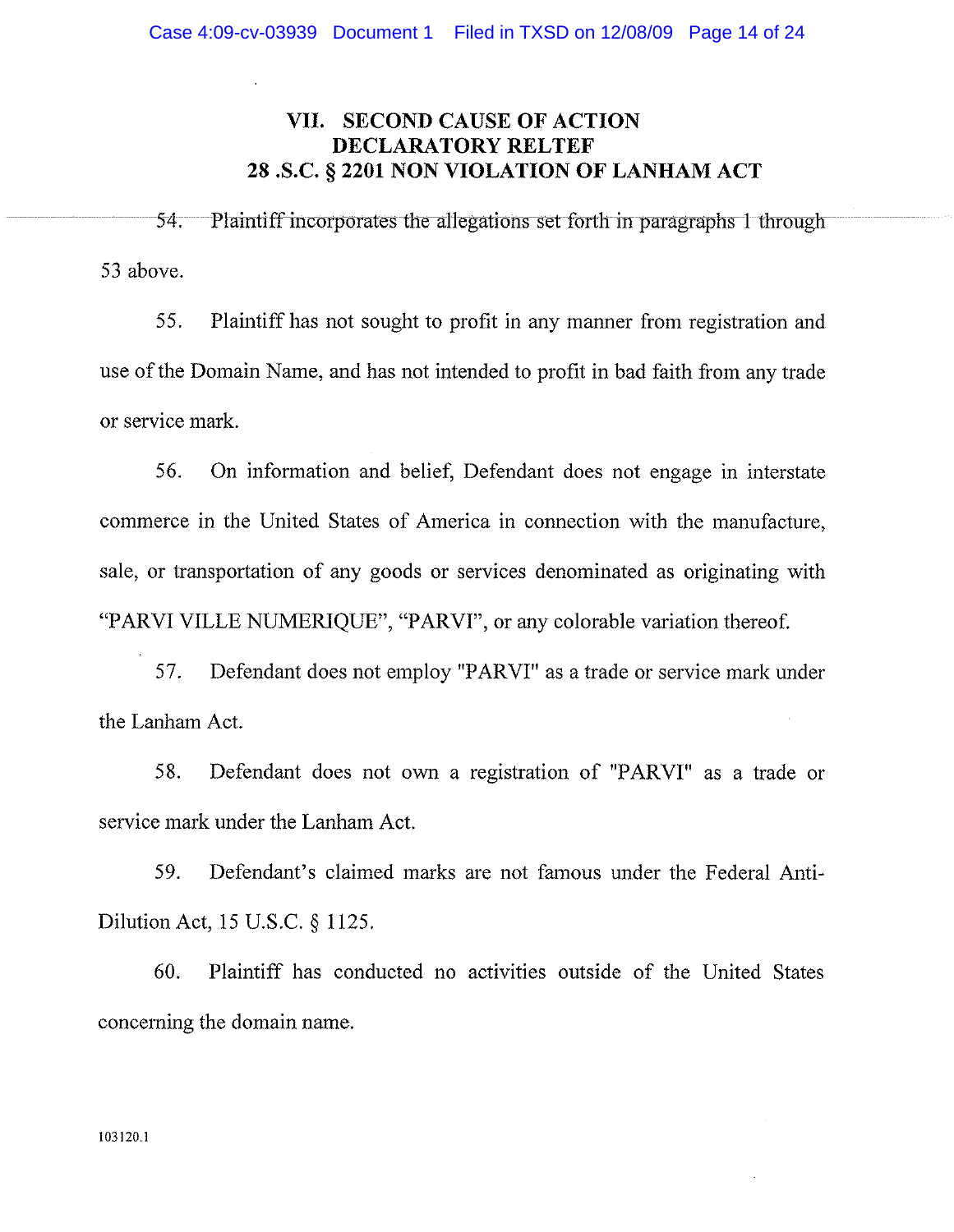# VII. SECOND CAUSE OF ACTION
# DECLARATORY RELTEF
# 28 .S.C. § 2201 NON VIOLATION OF LANHAM ACT

54. Plaintiff incorporates the allegations set forth in paragraphs 1 through 53 above.

55. Plaintiff has not sought to profit in any manner from registration and use of the Domain Name, and has not intended to profit in bad faith from any trade or service mark.

56. On information and belief, Defendant does not engage in interstate commerce in the United States of America in connection with the manufacture, sale, or transportation of any goods or services denominated as originating with "PARVI VILLE NUMERIQUE", "PARVI", or any colorable variation thereof.

57. Defendant does not employ "PARVI" as a trade or service mark under the Lanham Act.

58. Defendant does not own a registration of "PARVI" as a trade or service mark under the Lanham Act.

59. Defendant's claimed marks are not famous under the Federal Anti-Dilution Act, 15 U.S.C. § 1125.

60. Plaintiff has conducted no activities outside of the United States concerning the domain name.

103120.1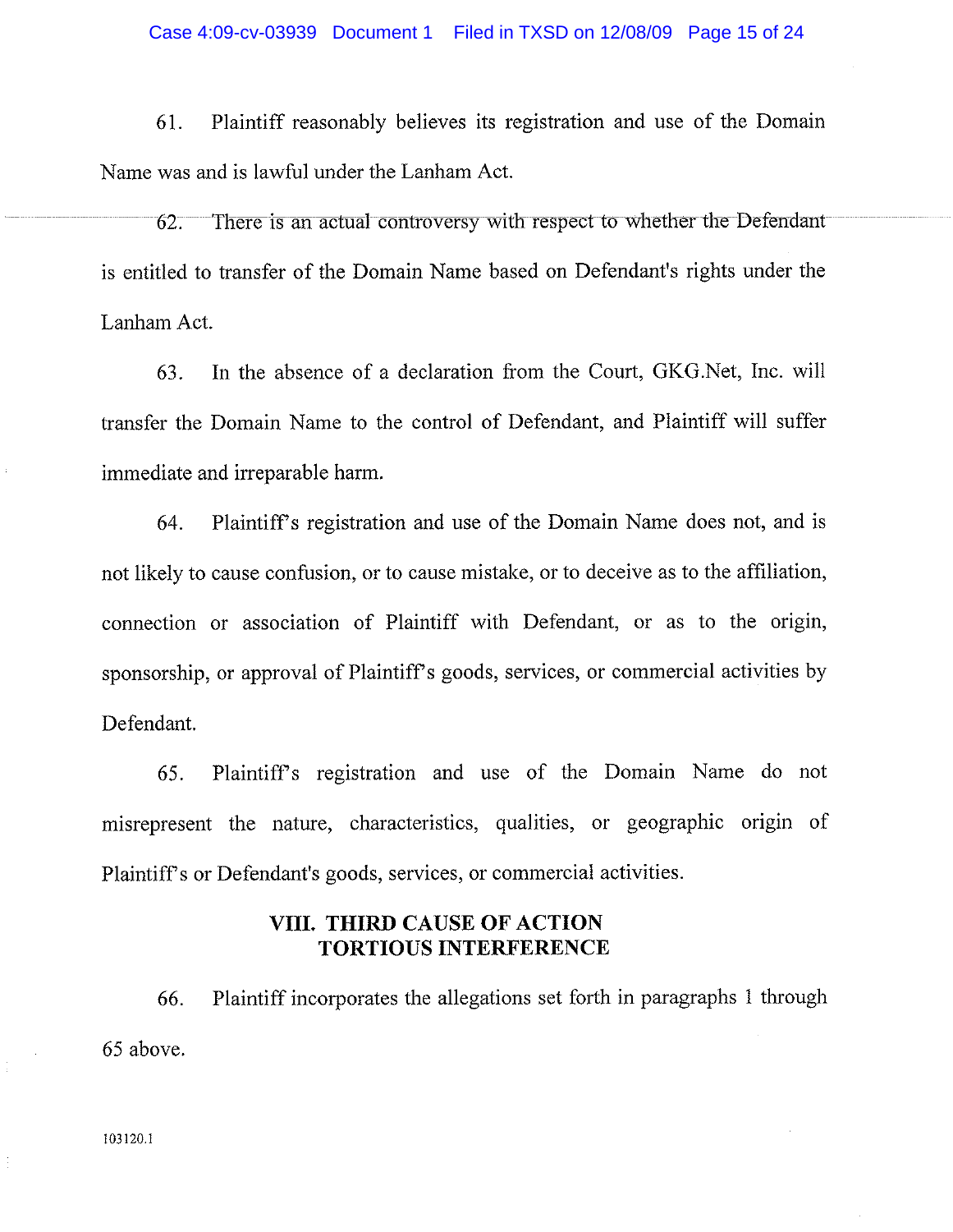61. Plaintiff reasonably believes its registration and use of the Domain Name was and is lawful under the Lanham Act.

62. There is an actual controversy with respect to whether the Defendant is entitled to transfer of the Domain Name based on Defendant's rights under the Lanham Act.

63. In the absence of a declaration from the Court, GKG.Net, Inc. will transfer the Domain Name to the control of Defendant, and Plaintiff will suffer immediate and irreparable harm.

64. Plaintiff's registration and use of the Domain Name does not, and is not likely to cause confusion, or to cause mistake, or to deceive as to the affiliation, connection or association of Plaintiff with Defendant, or as to the origin, sponsorship, or approval of Plaintiff's goods, services, or commercial activities by Defendant.

65. Plaintiff's registration and use of the Domain Name do not misrepresent the nature, characteristics, qualities, or geographic origin of Plaintiff's or Defendant's goods, services, or commercial activities.

## VIII. THIRD CAUSE OF ACTION TORTIOUS INTERFERENCE

66. Plaintiff incorporates the allegations set forth in paragraphs 1 through 65 above.

103120.1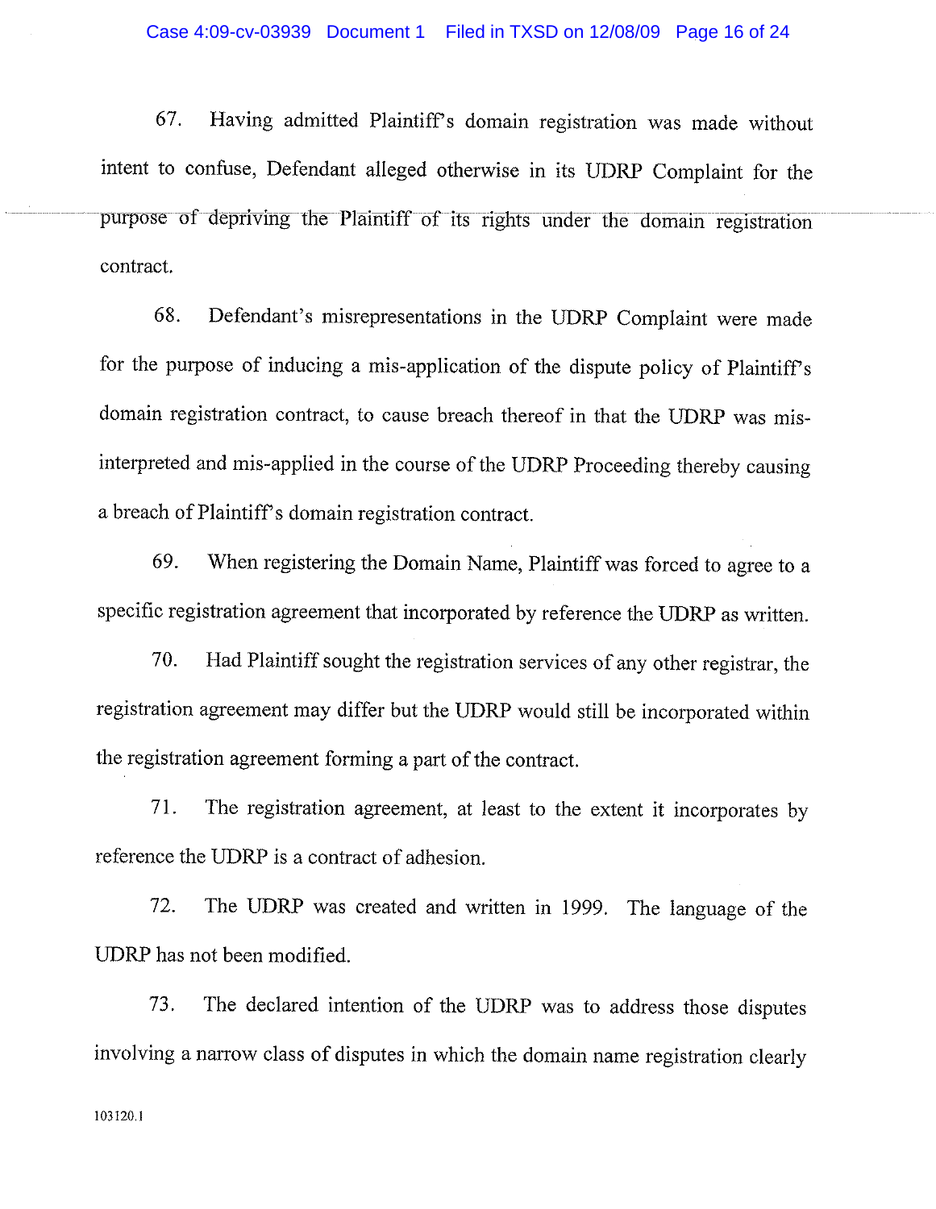67. Having admitted Plaintiff's domain registration was made without intent to confuse, Defendant alleged otherwise in its UDRP Complaint for the purpose of depriving the Plaintiff of its rights under the domain registration contract.

68. Defendant's misrepresentations in the UDRP Complaint were made for the purpose of inducing a mis-application of the dispute policy of Plaintiff's domain registration contract, to cause breach thereof in that the UDRP was mis-interpreted and mis-applied in the course of the UDRP Proceeding thereby causing a breach of Plaintiff's domain registration contract.

69. When registering the Domain Name, Plaintiff was forced to agree to a specific registration agreement that incorporated by reference the UDRP as written.

70. Had Plaintiff sought the registration services of any other registrar, the registration agreement may differ but the UDRP would still be incorporated within the registration agreement forming a part of the contract.

71. The registration agreement, at least to the extent it incorporates by reference the UDRP is a contract of adhesion.

72. The UDRP was created and written in 1999. The language of the UDRP has not been modified.

73. The declared intention of the UDRP was to address those disputes involving a narrow class of disputes in which the domain name registration clearly

103120.1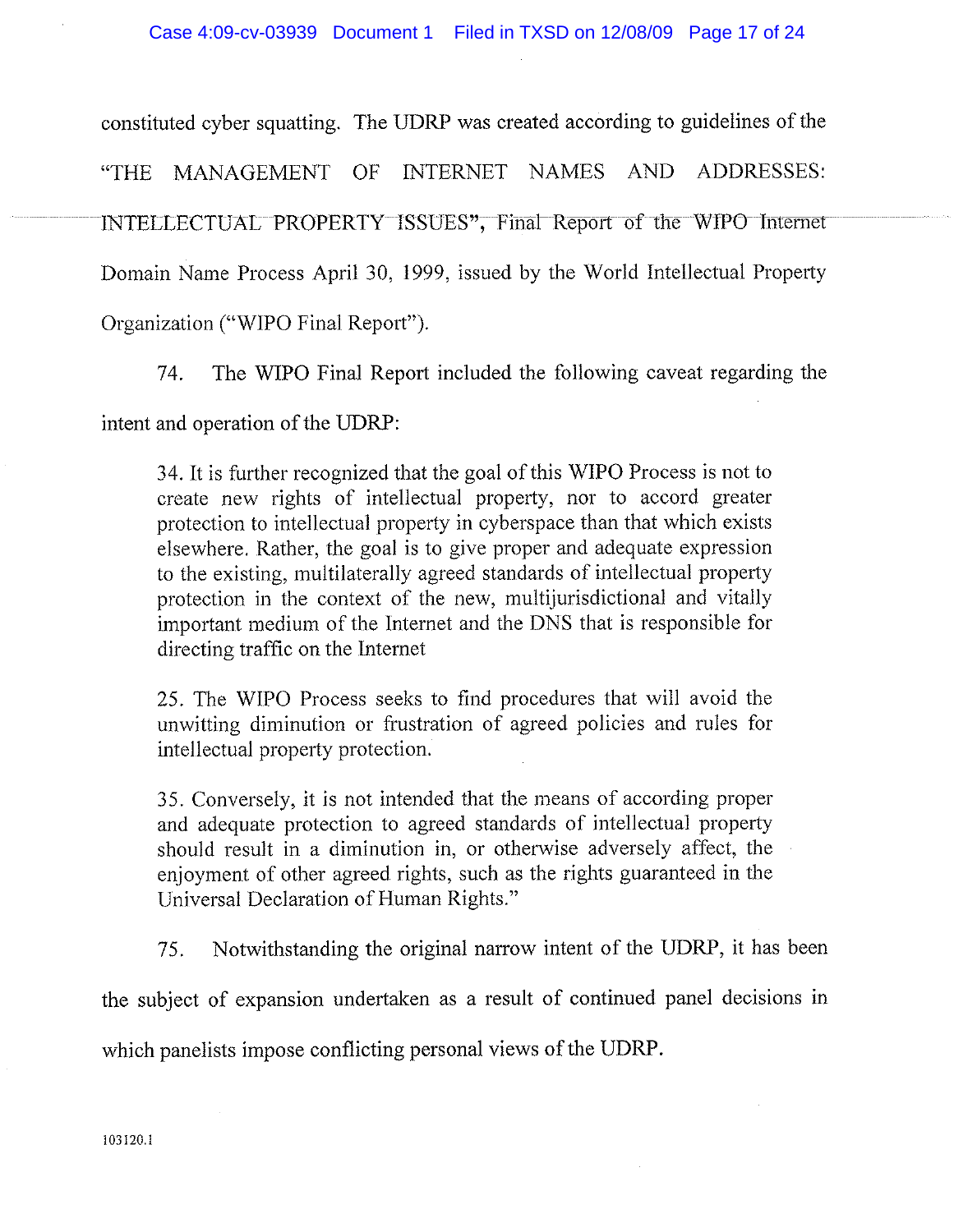constituted cyber squatting. The UDRP was created according to guidelines of the "THE MANAGEMENT OF INTERNET NAMES AND ADDRESSES: INTELLECTUAL PROPERTY ISSUES", Final Report of the WIPO Internet Domain Name Process April 30, 1999, issued by the World Intellectual Property Organization ("WIPO Final Report").

74. The WIPO Final Report included the following caveat regarding the intent and operation of the UDRP:

> 34. It is further recognized that the goal of this WIPO Process is not to create new rights of intellectual property, nor to accord greater protection to intellectual property in cyberspace than that which exists elsewhere. Rather, the goal is to give proper and adequate expression to the existing, multilaterally agreed standards of intellectual property protection in the context of the new, multijurisdictional and vitally important medium of the Internet and the DNS that is responsible for directing traffic on the Internet
>
> 25. The WIPO Process seeks to find procedures that will avoid the unwitting diminution or frustration of agreed policies and rules for intellectual property protection.
>
> 35. Conversely, it is not intended that the means of according proper and adequate protection to agreed standards of intellectual property should result in a diminution in, or otherwise adversely affect, the enjoyment of other agreed rights, such as the rights guaranteed in the Universal Declaration of Human Rights."

75. Notwithstanding the original narrow intent of the UDRP, it has been the subject of expansion undertaken as a result of continued panel decisions in which panelists impose conflicting personal views of the UDRP.

103120.1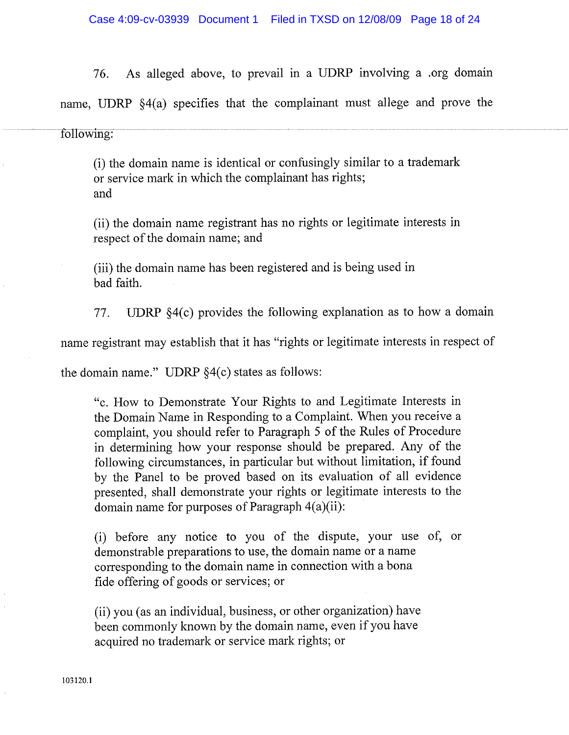76. As alleged above, to prevail in a UDRP involving a .org domain name, UDRP §4(a) specifies that the complainant must allege and prove the following:

> (i) the domain name is identical or confusingly similar to a trademark or service mark in which the complainant has rights; and
>
> (ii) the domain name registrant has no rights or legitimate interests in respect of the domain name; and
>
> (iii) the domain name has been registered and is being used in bad faith.

77. UDRP §4(c) provides the following explanation as to how a domain name registrant may establish that it has "rights or legitimate interests in respect of the domain name." UDRP §4(c) states as follows:

> "c. How to Demonstrate Your Rights to and Legitimate Interests in the Domain Name in Responding to a Complaint. When you receive a complaint, you should refer to Paragraph 5 of the Rules of Procedure in determining how your response should be prepared. Any of the following circumstances, in particular but without limitation, if found by the Panel to be proved based on its evaluation of all evidence presented, shall demonstrate your rights or legitimate interests to the domain name for purposes of Paragraph 4(a)(ii):
>
> (i) before any notice to you of the dispute, your use of, or demonstrable preparations to use, the domain name or a name corresponding to the domain name in connection with a bona fide offering of goods or services; or
>
> (ii) you (as an individual, business, or other organization) have been commonly known by the domain name, even if you have acquired no trademark or service mark rights; or

103120.1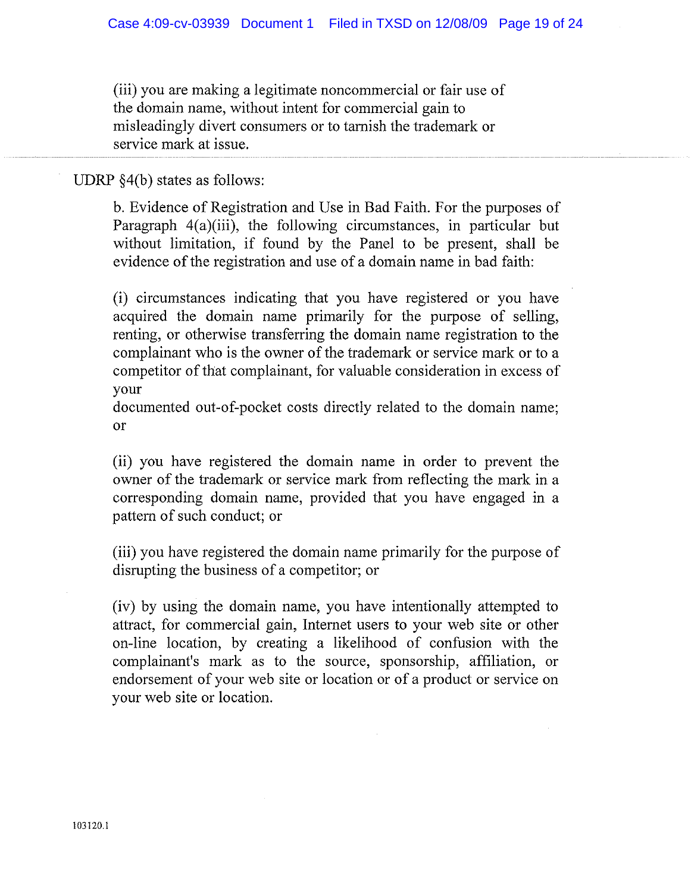(iii) you are making a legitimate noncommercial or fair use of the domain name, without intent for commercial gain to misleadingly divert consumers or to tarnish the trademark or service mark at issue.

UDRP §4(b) states as follows:

> b. Evidence of Registration and Use in Bad Faith. For the purposes of Paragraph 4(a)(iii), the following circumstances, in particular but without limitation, if found by the Panel to be present, shall be evidence of the registration and use of a domain name in bad faith:
>
> (i) circumstances indicating that you have registered or you have acquired the domain name primarily for the purpose of selling, renting, or otherwise transferring the domain name registration to the complainant who is the owner of the trademark or service mark or to a competitor of that complainant, for valuable consideration in excess of your documented out-of-pocket costs directly related to the domain name; or
>
> (ii) you have registered the domain name in order to prevent the owner of the trademark or service mark from reflecting the mark in a corresponding domain name, provided that you have engaged in a pattern of such conduct; or
>
> (iii) you have registered the domain name primarily for the purpose of disrupting the business of a competitor; or
>
> (iv) by using the domain name, you have intentionally attempted to attract, for commercial gain, Internet users to your web site or other on-line location, by creating a likelihood of confusion with the complainant's mark as to the source, sponsorship, affiliation, or endorsement of your web site or location or of a product or service on your web site or location.

103120.1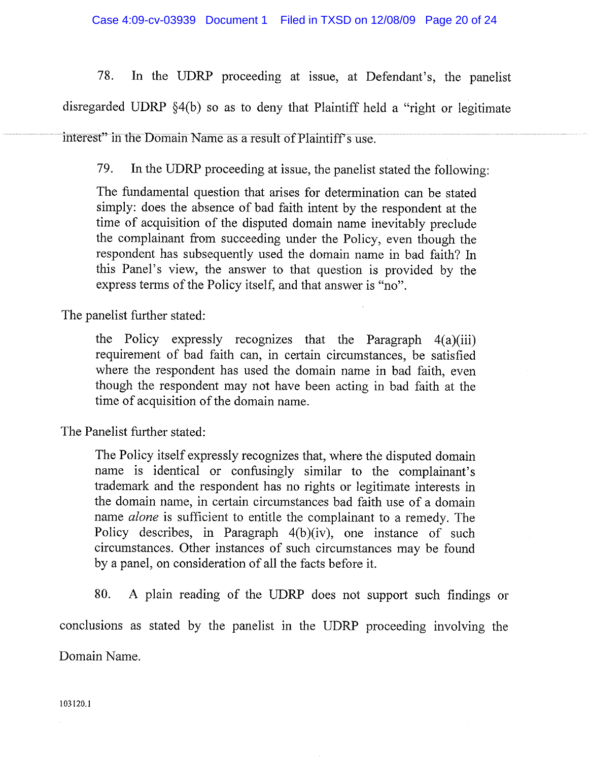78. In the UDRP proceeding at issue, at Defendant's, the panelist disregarded UDRP §4(b) so as to deny that Plaintiff held a "right or legitimate interest" in the Domain Name as a result of Plaintiff's use.

79. In the UDRP proceeding at issue, the panelist stated the following:

> The fundamental question that arises for determination can be stated simply: does the absence of bad faith intent by the respondent at the time of acquisition of the disputed domain name inevitably preclude the complainant from succeeding under the Policy, even though the respondent has subsequently used the domain name in bad faith? In this Panel's view, the answer to that question is provided by the express terms of the Policy itself, and that answer is "no".

The panelist further stated:

> the Policy expressly recognizes that the Paragraph 4(a)(iii) requirement of bad faith can, in certain circumstances, be satisfied where the respondent has used the domain name in bad faith, even though the respondent may not have been acting in bad faith at the time of acquisition of the domain name.

The Panelist further stated:

> The Policy itself expressly recognizes that, where the disputed domain name is identical or confusingly similar to the complainant's trademark and the respondent has no rights or legitimate interests in the domain name, in certain circumstances bad faith use of a domain name *alone* is sufficient to entitle the complainant to a remedy. The Policy describes, in Paragraph 4(b)(iv), one instance of such circumstances. Other instances of such circumstances may be found by a panel, on consideration of all the facts before it.

80. A plain reading of the UDRP does not support such findings or conclusions as stated by the panelist in the UDRP proceeding involving the Domain Name.

103120.1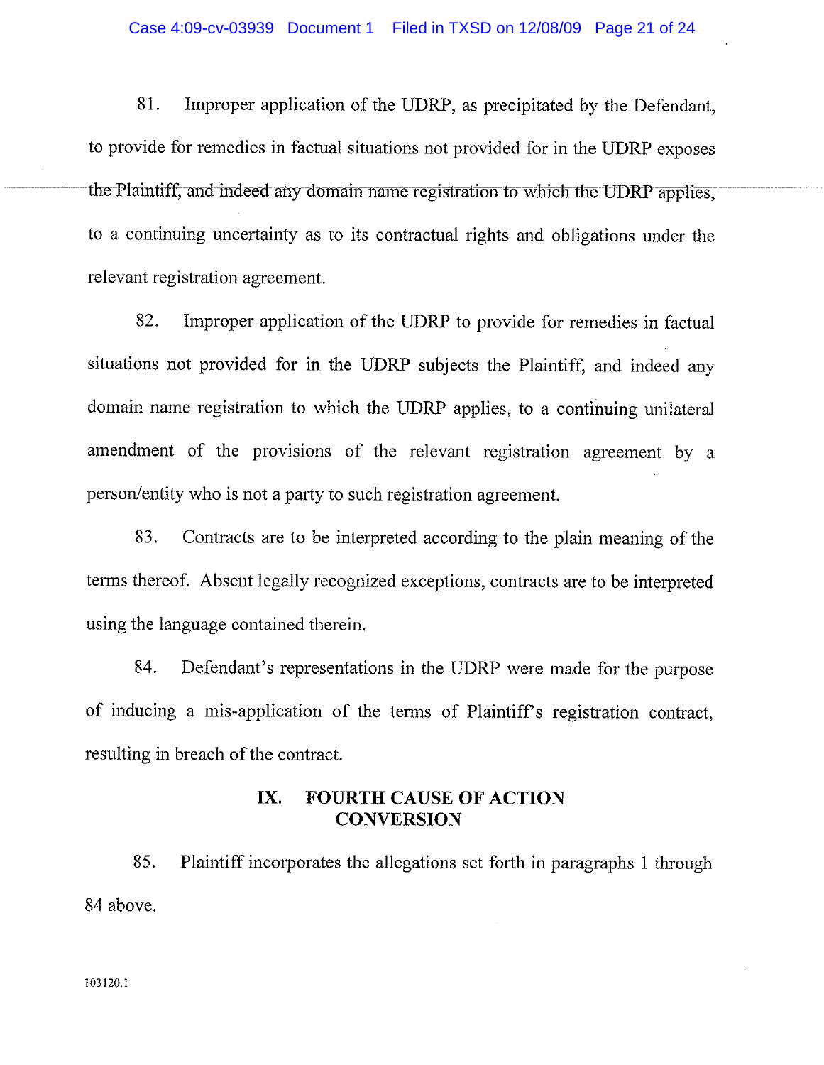81. Improper application of the UDRP, as precipitated by the Defendant, to provide for remedies in factual situations not provided for in the UDRP exposes the Plaintiff, and indeed any domain name registration to which the UDRP applies, to a continuing uncertainty as to its contractual rights and obligations under the relevant registration agreement.

82. Improper application of the UDRP to provide for remedies in factual situations not provided for in the UDRP subjects the Plaintiff, and indeed any domain name registration to which the UDRP applies, to a continuing unilateral amendment of the provisions of the relevant registration agreement by a person/entity who is not a party to such registration agreement.

83. Contracts are to be interpreted according to the plain meaning of the terms thereof. Absent legally recognized exceptions, contracts are to be interpreted using the language contained therein.

84. Defendant's representations in the UDRP were made for the purpose of inducing a mis-application of the terms of Plaintiff's registration contract, resulting in breach of the contract.

## IX. FOURTH CAUSE OF ACTION CONVERSION

85. Plaintiff incorporates the allegations set forth in paragraphs 1 through 84 above.

103120.1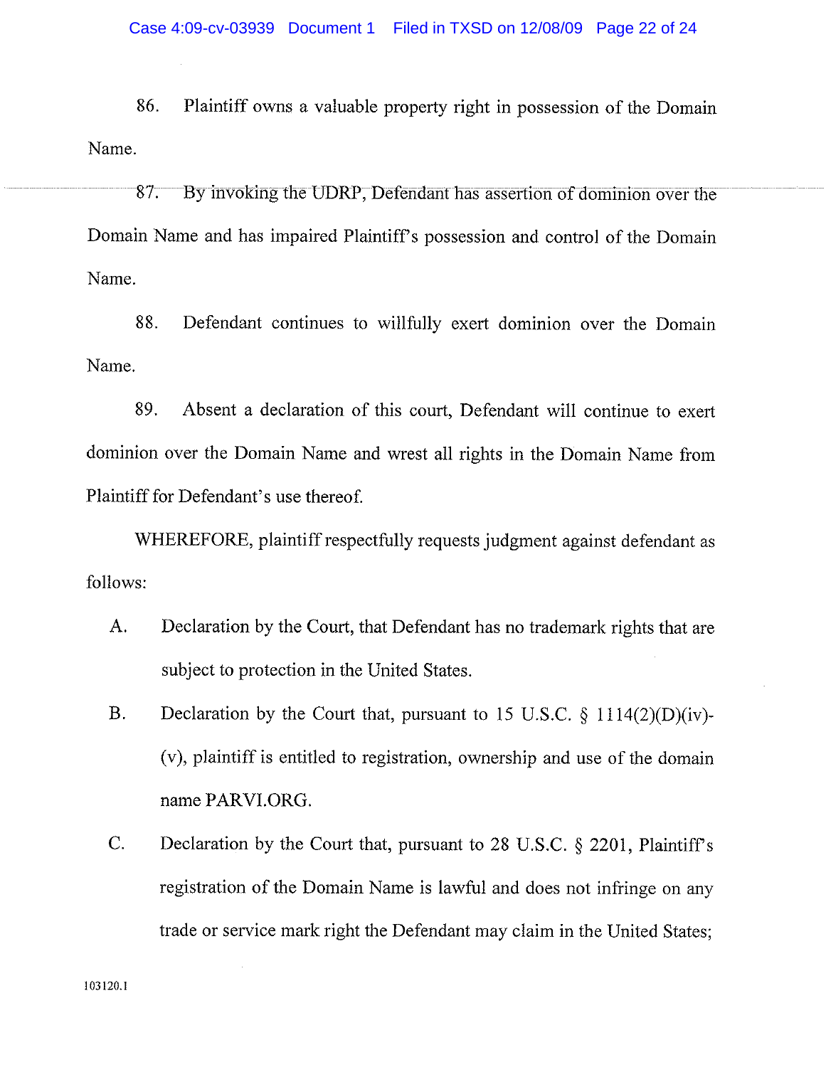86. Plaintiff owns a valuable property right in possession of the Domain Name.

87. By invoking the UDRP, Defendant has assertion of dominion over the Domain Name and has impaired Plaintiff's possession and control of the Domain Name.

88. Defendant continues to willfully exert dominion over the Domain Name.

89. Absent a declaration of this court, Defendant will continue to exert dominion over the Domain Name and wrest all rights in the Domain Name from Plaintiff for Defendant's use thereof.

WHEREFORE, plaintiff respectfully requests judgment against defendant as follows:

A. Declaration by the Court, that Defendant has no trademark rights that are subject to protection in the United States.

B. Declaration by the Court that, pursuant to 15 U.S.C. § 1114(2)(D)(iv)-(v), plaintiff is entitled to registration, ownership and use of the domain name PARVI.ORG.

C. Declaration by the Court that, pursuant to 28 U.S.C. § 2201, Plaintiff's registration of the Domain Name is lawful and does not infringe on any trade or service mark right the Defendant may claim in the United States;

103120.1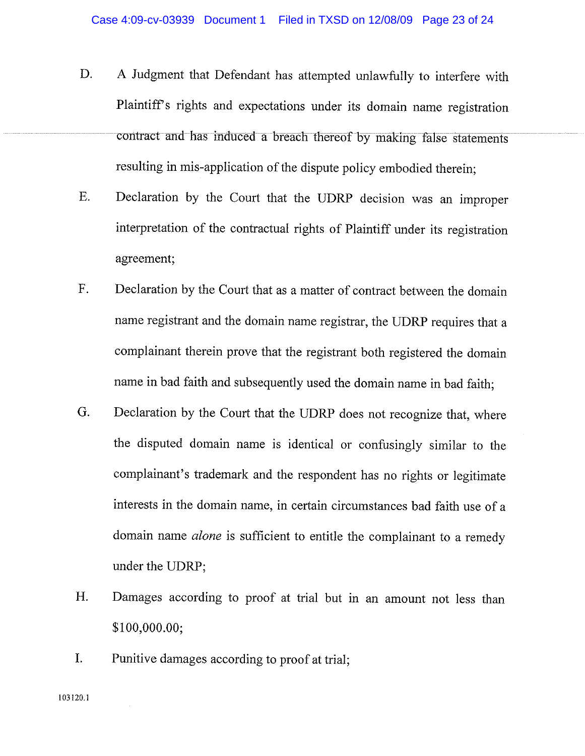D. A Judgment that Defendant has attempted unlawfully to interfere with Plaintiff's rights and expectations under its domain name registration contract and has induced a breach thereof by making false statements resulting in mis-application of the dispute policy embodied therein;

E. Declaration by the Court that the UDRP decision was an improper interpretation of the contractual rights of Plaintiff under its registration agreement;

F. Declaration by the Court that as a matter of contract between the domain name registrant and the domain name registrar, the UDRP requires that a complainant therein prove that the registrant both registered the domain name in bad faith and subsequently used the domain name in bad faith;

G. Declaration by the Court that the UDRP does not recognize that, where the disputed domain name is identical or confusingly similar to the complainant's trademark and the respondent has no rights or legitimate interests in the domain name, in certain circumstances bad faith use of a domain name *alone* is sufficient to entitle the complainant to a remedy under the UDRP;

H. Damages according to proof at trial but in an amount not less than $100,000.00;

I. Punitive damages according to proof at trial;

103120.1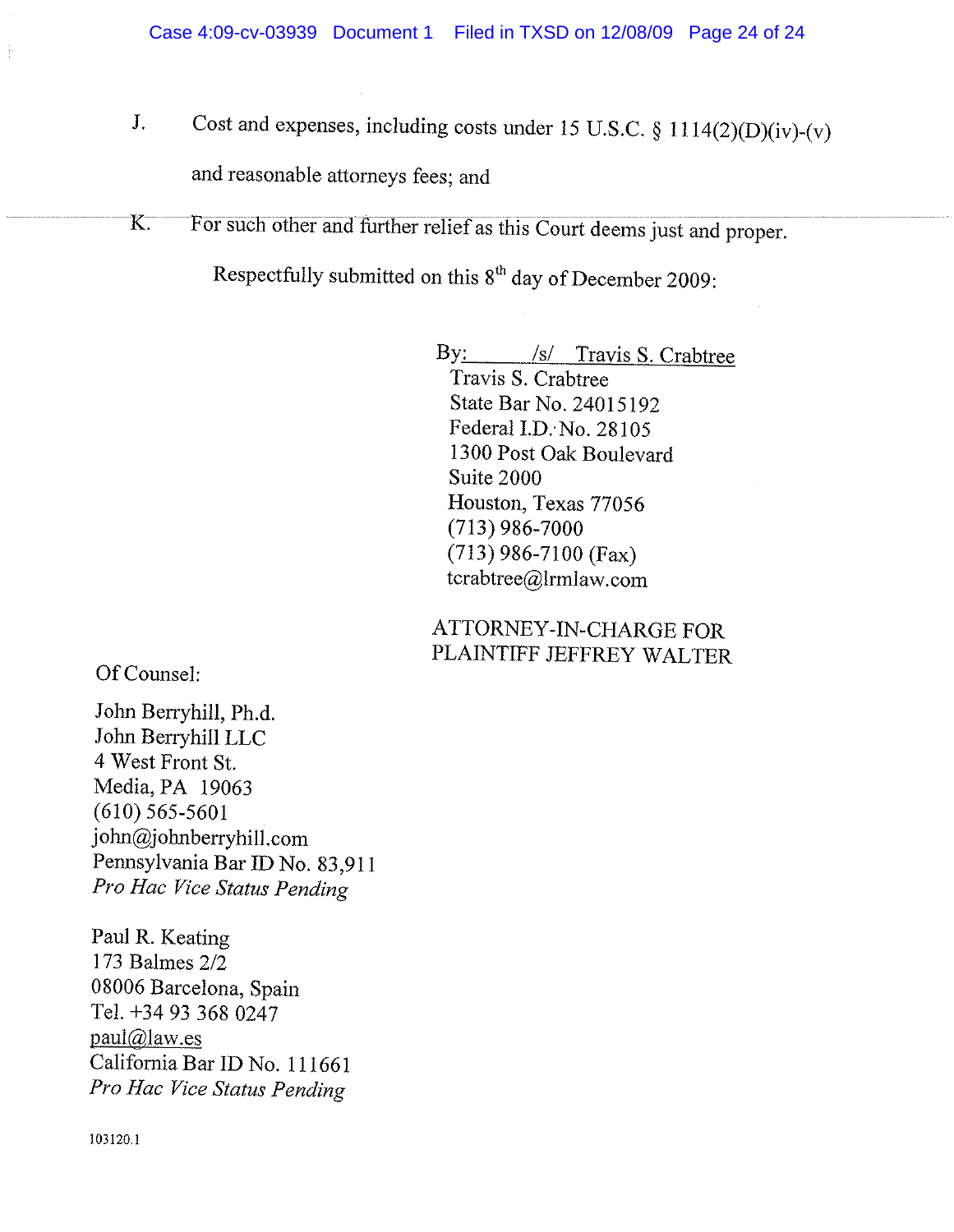J. Cost and expenses, including costs under 15 U.S.C. § 1114(2)(D)(iv)-(v) and reasonable attorneys fees; and

K. For such other and further relief as this Court deems just and proper.

Respectfully submitted on this 8th day of December 2009:

By: /s/ Travis S. Crabtree
Travis S. Crabtree
State Bar No. 24015192
Federal I.D. No. 28105
1300 Post Oak Boulevard
Suite 2000
Houston, Texas 77056
(713) 986-7000
(713) 986-7100 (Fax)
tcrabtree@lrmlaw.com

ATTORNEY-IN-CHARGE FOR PLAINTIFF JEFFREY WALTER

Of Counsel:

John Berryhill, Ph.d.
John Berryhill LLC
4 West Front St.
Media, PA 19063
(610) 565-5601
john@johnberryhill.com
Pennsylvania Bar ID No. 83,911
*Pro Hac Vice Status Pending*

Paul R. Keating
173 Balmes 2/2
08006 Barcelona, Spain
Tel. +34 93 368 0247
paul@law.es
California Bar ID No. 111661
*Pro Hac Vice Status Pending*

103120.1